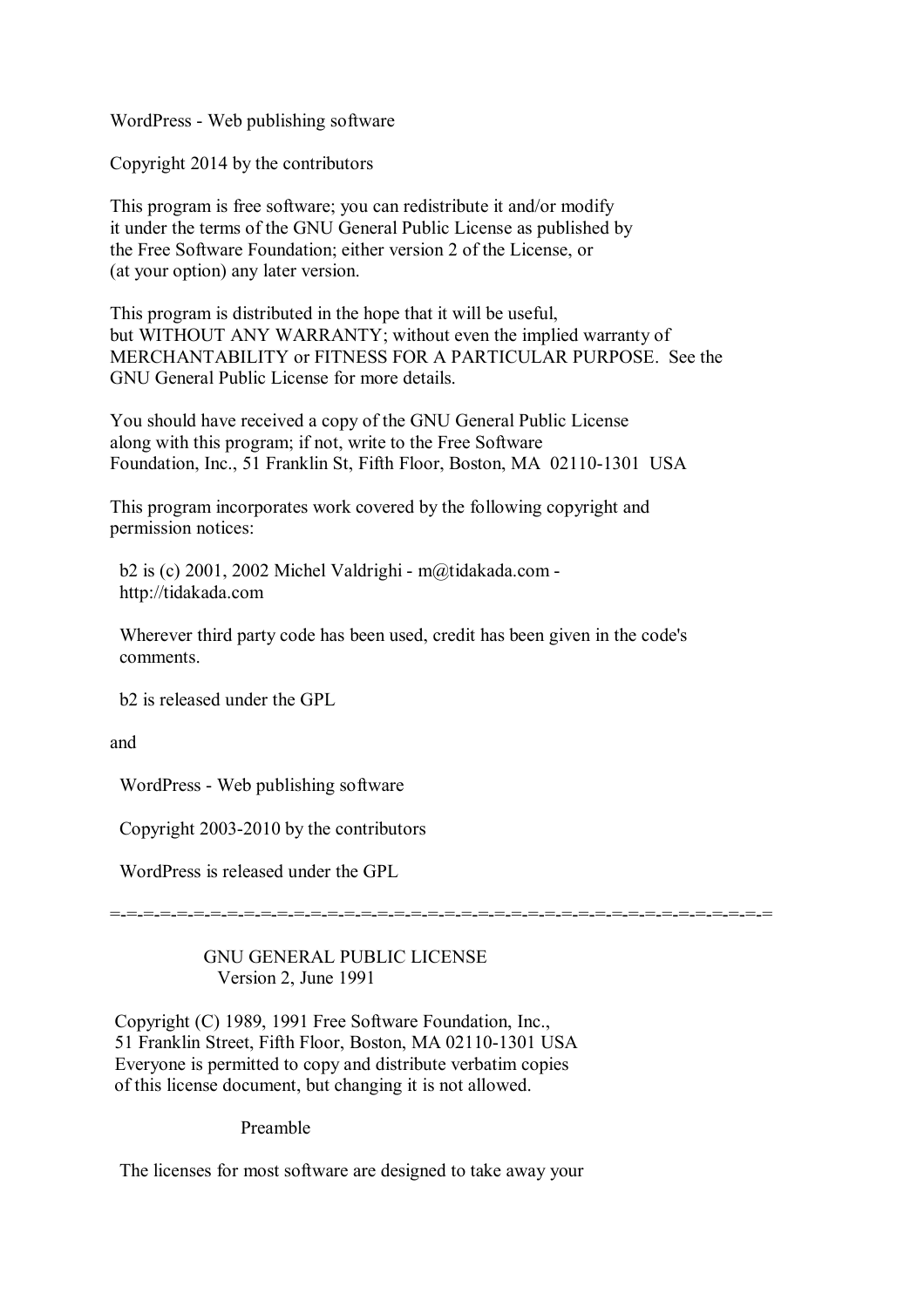WordPress - Web publishing software

Copyright 2014 by the contributors

This program is free software; you can redistribute it and/or modify it under the terms of the GNU General Public License as published by the Free Software Foundation; either version 2 of the License, or (at your option) any later version.

This program is distributed in the hope that it will be useful, but WITHOUT ANY WARRANTY; without even the implied warranty of MERCHANTABILITY or FITNESS FOR A PARTICULAR PURPOSE. See the GNU General Public License for more details.

You should have received a copy of the GNU General Public License along with this program; if not, write to the Free Software Foundation, Inc., 51 Franklin St, Fifth Floor, Boston, MA 02110-1301 USA

This program incorporates work covered by the following copyright and permission notices:

> b2 is (c) 2001, 2002 Michel Valdrighi - m@tidakada.com - http://tidakada.com
>
> Wherever third party code has been used, credit has been given in the code's comments.
>
> b2 is released under the GPL

and

> WordPress - Web publishing software
>
> Copyright 2003-2010 by the contributors
>
> WordPress is released under the GPL

=-=-=-=-=-=-=-=-=-=-=-=-=-=-=-=-=-=-=-=-=-=-=-=-=-=-=-=-=-=-=-=-=-=-=-=-=-=-=-=-=-=-=-=-=

# GNU GENERAL PUBLIC LICENSE

Version 2, June 1991

Copyright (C) 1989, 1991 Free Software Foundation, Inc.,
51 Franklin Street, Fifth Floor, Boston, MA 02110-1301 USA
Everyone is permitted to copy and distribute verbatim copies of this license document, but changing it is not allowed.

## Preamble

The licenses for most software are designed to take away your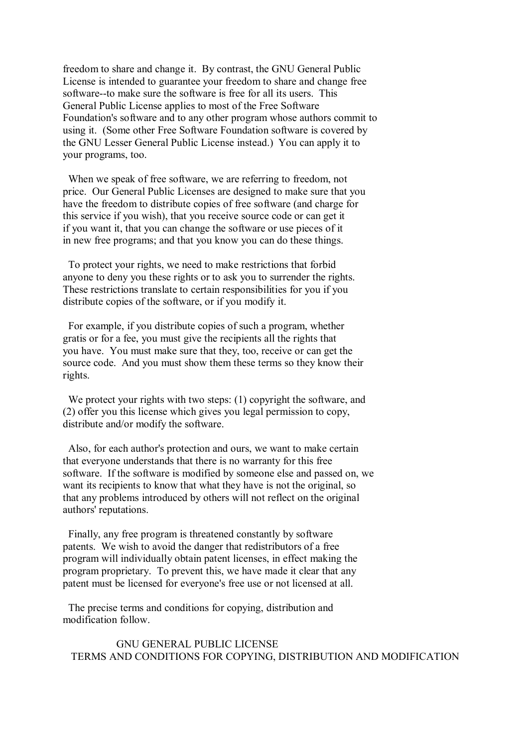freedom to share and change it. By contrast, the GNU General Public License is intended to guarantee your freedom to share and change free software--to make sure the software is free for all its users. This General Public License applies to most of the Free Software Foundation's software and to any other program whose authors commit to using it. (Some other Free Software Foundation software is covered by the GNU Lesser General Public License instead.) You can apply it to your programs, too.

When we speak of free software, we are referring to freedom, not price. Our General Public Licenses are designed to make sure that you have the freedom to distribute copies of free software (and charge for this service if you wish), that you receive source code or can get it if you want it, that you can change the software or use pieces of it in new free programs; and that you know you can do these things.

To protect your rights, we need to make restrictions that forbid anyone to deny you these rights or to ask you to surrender the rights. These restrictions translate to certain responsibilities for you if you distribute copies of the software, or if you modify it.

For example, if you distribute copies of such a program, whether gratis or for a fee, you must give the recipients all the rights that you have. You must make sure that they, too, receive or can get the source code. And you must show them these terms so they know their rights.

We protect your rights with two steps: (1) copyright the software, and (2) offer you this license which gives you legal permission to copy, distribute and/or modify the software.

Also, for each author's protection and ours, we want to make certain that everyone understands that there is no warranty for this free software. If the software is modified by someone else and passed on, we want its recipients to know that what they have is not the original, so that any problems introduced by others will not reflect on the original authors' reputations.

Finally, any free program is threatened constantly by software patents. We wish to avoid the danger that redistributors of a free program will individually obtain patent licenses, in effect making the program proprietary. To prevent this, we have made it clear that any patent must be licensed for everyone's free use or not licensed at all.

The precise terms and conditions for copying, distribution and modification follow.

## GNU GENERAL PUBLIC LICENSE
## TERMS AND CONDITIONS FOR COPYING, DISTRIBUTION AND MODIFICATION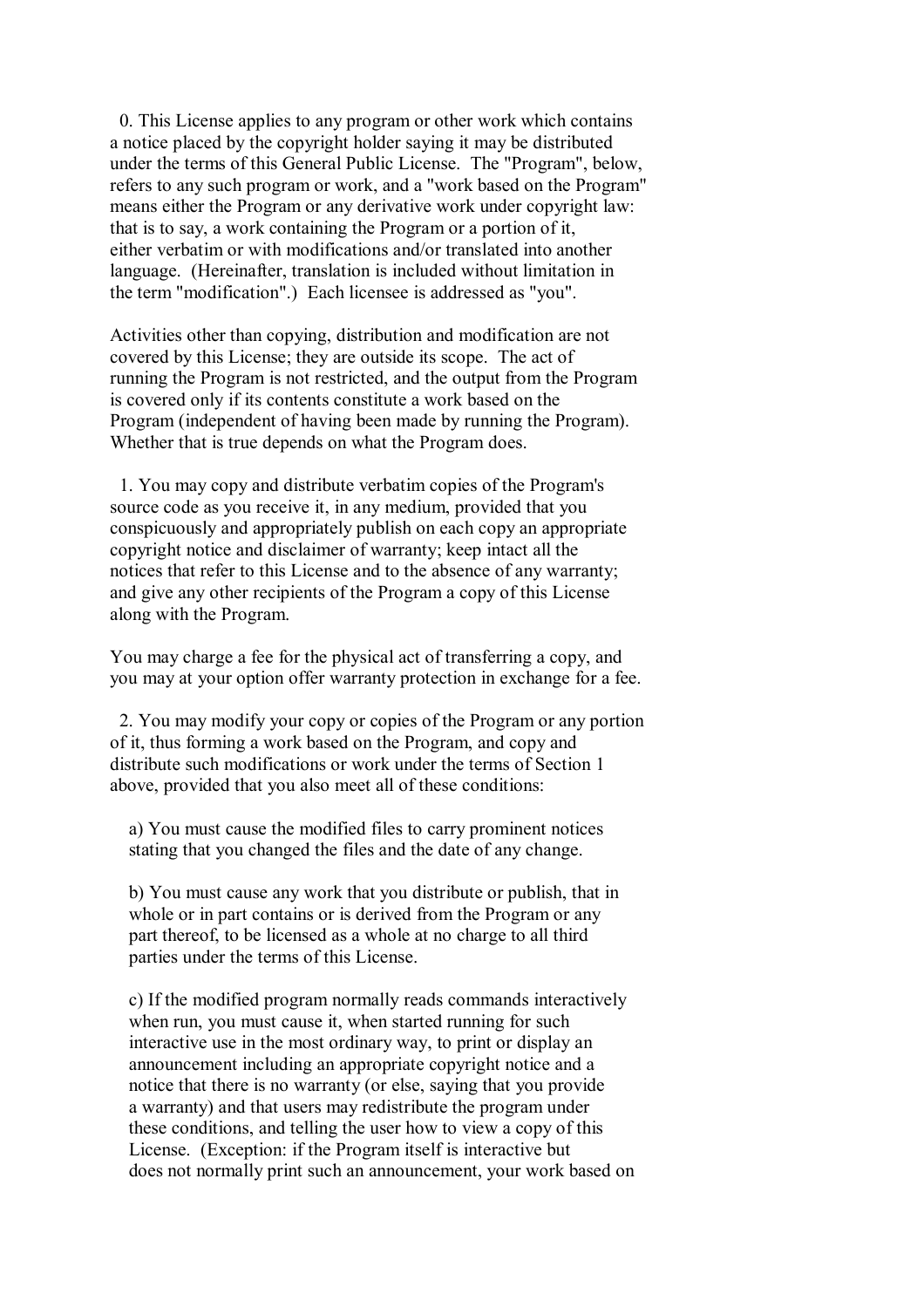0. This License applies to any program or other work which contains a notice placed by the copyright holder saying it may be distributed under the terms of this General Public License. The "Program", below, refers to any such program or work, and a "work based on the Program" means either the Program or any derivative work under copyright law: that is to say, a work containing the Program or a portion of it, either verbatim or with modifications and/or translated into another language. (Hereinafter, translation is included without limitation in the term "modification".) Each licensee is addressed as "you".

Activities other than copying, distribution and modification are not covered by this License; they are outside its scope. The act of running the Program is not restricted, and the output from the Program is covered only if its contents constitute a work based on the Program (independent of having been made by running the Program). Whether that is true depends on what the Program does.

1. You may copy and distribute verbatim copies of the Program's source code as you receive it, in any medium, provided that you conspicuously and appropriately publish on each copy an appropriate copyright notice and disclaimer of warranty; keep intact all the notices that refer to this License and to the absence of any warranty; and give any other recipients of the Program a copy of this License along with the Program.

You may charge a fee for the physical act of transferring a copy, and you may at your option offer warranty protection in exchange for a fee.

2. You may modify your copy or copies of the Program or any portion of it, thus forming a work based on the Program, and copy and distribute such modifications or work under the terms of Section 1 above, provided that you also meet all of these conditions:

a) You must cause the modified files to carry prominent notices stating that you changed the files and the date of any change.

b) You must cause any work that you distribute or publish, that in whole or in part contains or is derived from the Program or any part thereof, to be licensed as a whole at no charge to all third parties under the terms of this License.

c) If the modified program normally reads commands interactively when run, you must cause it, when started running for such interactive use in the most ordinary way, to print or display an announcement including an appropriate copyright notice and a notice that there is no warranty (or else, saying that you provide a warranty) and that users may redistribute the program under these conditions, and telling the user how to view a copy of this License. (Exception: if the Program itself is interactive but does not normally print such an announcement, your work based on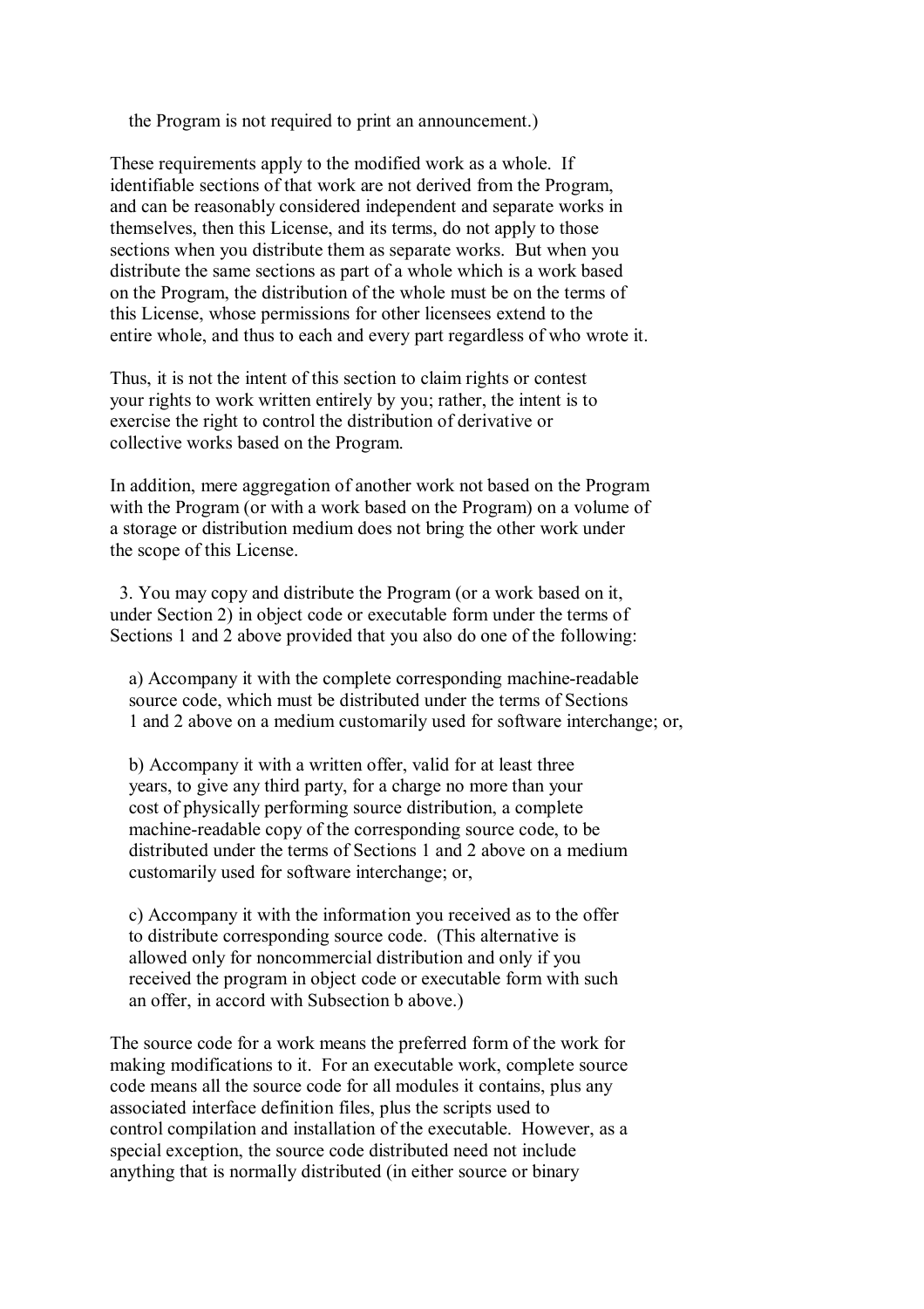the Program is not required to print an announcement.)

These requirements apply to the modified work as a whole. If identifiable sections of that work are not derived from the Program, and can be reasonably considered independent and separate works in themselves, then this License, and its terms, do not apply to those sections when you distribute them as separate works. But when you distribute the same sections as part of a whole which is a work based on the Program, the distribution of the whole must be on the terms of this License, whose permissions for other licensees extend to the entire whole, and thus to each and every part regardless of who wrote it.

Thus, it is not the intent of this section to claim rights or contest your rights to work written entirely by you; rather, the intent is to exercise the right to control the distribution of derivative or collective works based on the Program.

In addition, mere aggregation of another work not based on the Program with the Program (or with a work based on the Program) on a volume of a storage or distribution medium does not bring the other work under the scope of this License.

3. You may copy and distribute the Program (or a work based on it, under Section 2) in object code or executable form under the terms of Sections 1 and 2 above provided that you also do one of the following:

a) Accompany it with the complete corresponding machine-readable source code, which must be distributed under the terms of Sections 1 and 2 above on a medium customarily used for software interchange; or,

b) Accompany it with a written offer, valid for at least three years, to give any third party, for a charge no more than your cost of physically performing source distribution, a complete machine-readable copy of the corresponding source code, to be distributed under the terms of Sections 1 and 2 above on a medium customarily used for software interchange; or,

c) Accompany it with the information you received as to the offer to distribute corresponding source code. (This alternative is allowed only for noncommercial distribution and only if you received the program in object code or executable form with such an offer, in accord with Subsection b above.)

The source code for a work means the preferred form of the work for making modifications to it. For an executable work, complete source code means all the source code for all modules it contains, plus any associated interface definition files, plus the scripts used to control compilation and installation of the executable. However, as a special exception, the source code distributed need not include anything that is normally distributed (in either source or binary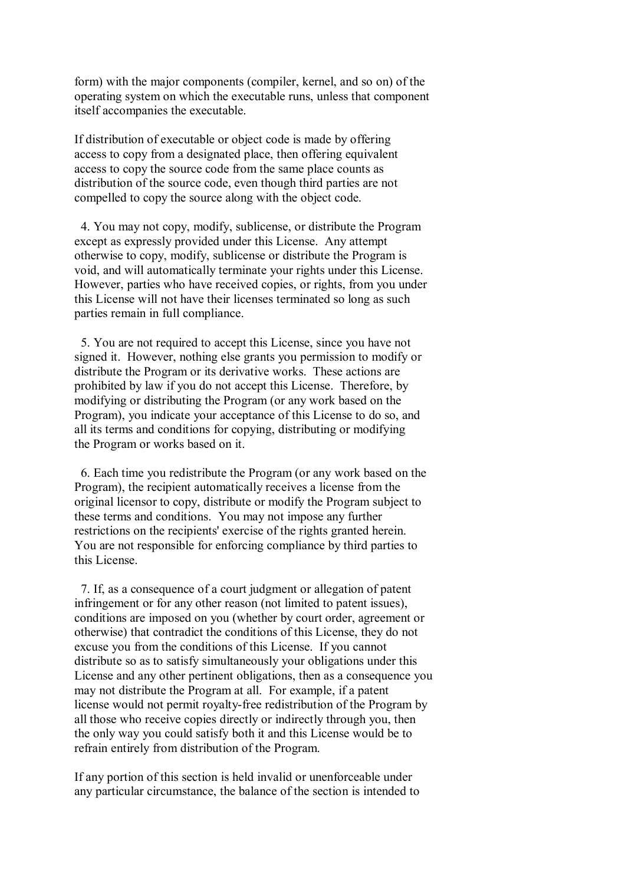form) with the major components (compiler, kernel, and so on) of the operating system on which the executable runs, unless that component itself accompanies the executable.

If distribution of executable or object code is made by offering access to copy from a designated place, then offering equivalent access to copy the source code from the same place counts as distribution of the source code, even though third parties are not compelled to copy the source along with the object code.

4. You may not copy, modify, sublicense, or distribute the Program except as expressly provided under this License. Any attempt otherwise to copy, modify, sublicense or distribute the Program is void, and will automatically terminate your rights under this License. However, parties who have received copies, or rights, from you under this License will not have their licenses terminated so long as such parties remain in full compliance.

5. You are not required to accept this License, since you have not signed it. However, nothing else grants you permission to modify or distribute the Program or its derivative works. These actions are prohibited by law if you do not accept this License. Therefore, by modifying or distributing the Program (or any work based on the Program), you indicate your acceptance of this License to do so, and all its terms and conditions for copying, distributing or modifying the Program or works based on it.

6. Each time you redistribute the Program (or any work based on the Program), the recipient automatically receives a license from the original licensor to copy, distribute or modify the Program subject to these terms and conditions. You may not impose any further restrictions on the recipients' exercise of the rights granted herein. You are not responsible for enforcing compliance by third parties to this License.

7. If, as a consequence of a court judgment or allegation of patent infringement or for any other reason (not limited to patent issues), conditions are imposed on you (whether by court order, agreement or otherwise) that contradict the conditions of this License, they do not excuse you from the conditions of this License. If you cannot distribute so as to satisfy simultaneously your obligations under this License and any other pertinent obligations, then as a consequence you may not distribute the Program at all. For example, if a patent license would not permit royalty-free redistribution of the Program by all those who receive copies directly or indirectly through you, then the only way you could satisfy both it and this License would be to refrain entirely from distribution of the Program.

If any portion of this section is held invalid or unenforceable under any particular circumstance, the balance of the section is intended to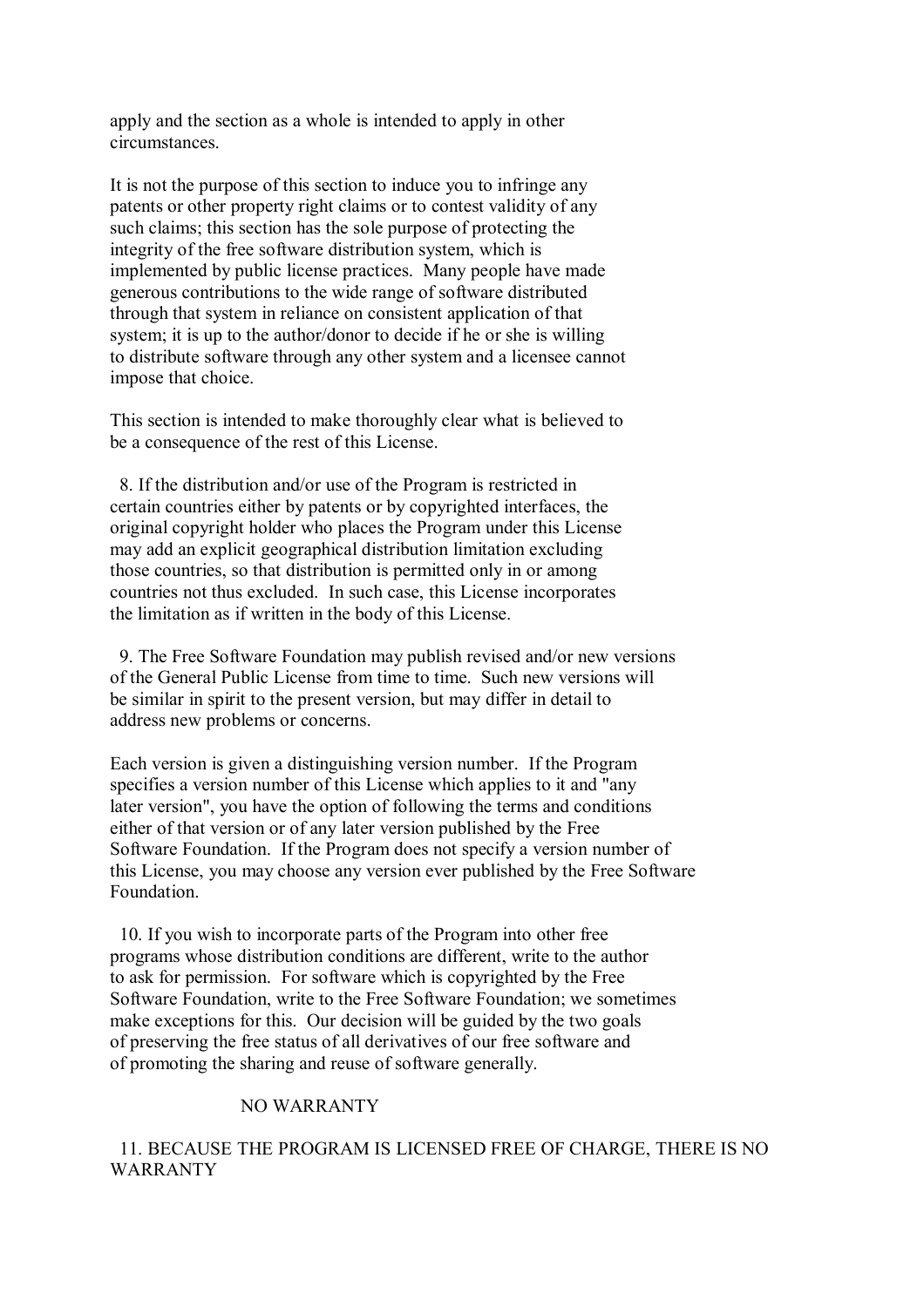apply and the section as a whole is intended to apply in other circumstances.

It is not the purpose of this section to induce you to infringe any patents or other property right claims or to contest validity of any such claims; this section has the sole purpose of protecting the integrity of the free software distribution system, which is implemented by public license practices. Many people have made generous contributions to the wide range of software distributed through that system in reliance on consistent application of that system; it is up to the author/donor to decide if he or she is willing to distribute software through any other system and a licensee cannot impose that choice.

This section is intended to make thoroughly clear what is believed to be a consequence of the rest of this License.

8. If the distribution and/or use of the Program is restricted in certain countries either by patents or by copyrighted interfaces, the original copyright holder who places the Program under this License may add an explicit geographical distribution limitation excluding those countries, so that distribution is permitted only in or among countries not thus excluded. In such case, this License incorporates the limitation as if written in the body of this License.

9. The Free Software Foundation may publish revised and/or new versions of the General Public License from time to time. Such new versions will be similar in spirit to the present version, but may differ in detail to address new problems or concerns.

Each version is given a distinguishing version number. If the Program specifies a version number of this License which applies to it and "any later version", you have the option of following the terms and conditions either of that version or of any later version published by the Free Software Foundation. If the Program does not specify a version number of this License, you may choose any version ever published by the Free Software Foundation.

10. If you wish to incorporate parts of the Program into other free programs whose distribution conditions are different, write to the author to ask for permission. For software which is copyrighted by the Free Software Foundation, write to the Free Software Foundation; we sometimes make exceptions for this. Our decision will be guided by the two goals of preserving the free status of all derivatives of our free software and of promoting the sharing and reuse of software generally.

NO WARRANTY

11. BECAUSE THE PROGRAM IS LICENSED FREE OF CHARGE, THERE IS NO WARRANTY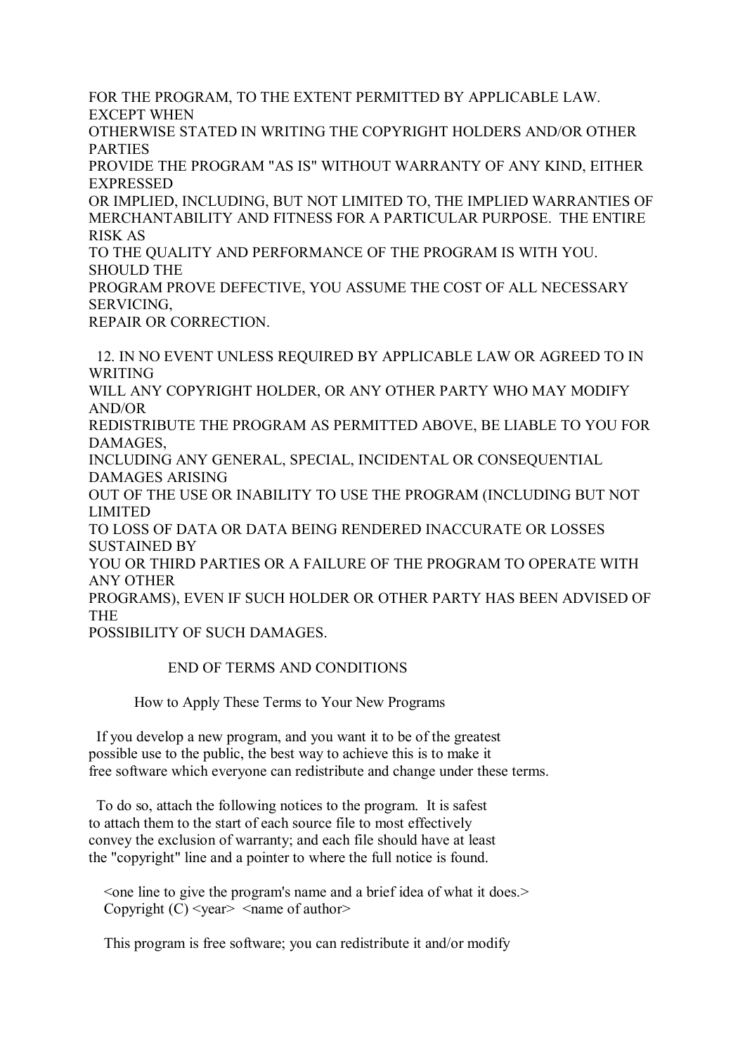FOR THE PROGRAM, TO THE EXTENT PERMITTED BY APPLICABLE LAW. EXCEPT WHEN
OTHERWISE STATED IN WRITING THE COPYRIGHT HOLDERS AND/OR OTHER PARTIES
PROVIDE THE PROGRAM "AS IS" WITHOUT WARRANTY OF ANY KIND, EITHER EXPRESSED
OR IMPLIED, INCLUDING, BUT NOT LIMITED TO, THE IMPLIED WARRANTIES OF
MERCHANTABILITY AND FITNESS FOR A PARTICULAR PURPOSE. THE ENTIRE RISK AS
TO THE QUALITY AND PERFORMANCE OF THE PROGRAM IS WITH YOU. SHOULD THE
PROGRAM PROVE DEFECTIVE, YOU ASSUME THE COST OF ALL NECESSARY SERVICING,
REPAIR OR CORRECTION.

12. IN NO EVENT UNLESS REQUIRED BY APPLICABLE LAW OR AGREED TO IN WRITING
WILL ANY COPYRIGHT HOLDER, OR ANY OTHER PARTY WHO MAY MODIFY AND/OR
REDISTRIBUTE THE PROGRAM AS PERMITTED ABOVE, BE LIABLE TO YOU FOR DAMAGES,
INCLUDING ANY GENERAL, SPECIAL, INCIDENTAL OR CONSEQUENTIAL DAMAGES ARISING
OUT OF THE USE OR INABILITY TO USE THE PROGRAM (INCLUDING BUT NOT LIMITED
TO LOSS OF DATA OR DATA BEING RENDERED INACCURATE OR LOSSES SUSTAINED BY
YOU OR THIRD PARTIES OR A FAILURE OF THE PROGRAM TO OPERATE WITH ANY OTHER
PROGRAMS), EVEN IF SUCH HOLDER OR OTHER PARTY HAS BEEN ADVISED OF THE
POSSIBILITY OF SUCH DAMAGES.

END OF TERMS AND CONDITIONS

How to Apply These Terms to Your New Programs

If you develop a new program, and you want it to be of the greatest
possible use to the public, the best way to achieve this is to make it
free software which everyone can redistribute and change under these terms.

To do so, attach the following notices to the program. It is safest
to attach them to the start of each source file to most effectively
convey the exclusion of warranty; and each file should have at least
the "copyright" line and a pointer to where the full notice is found.

<one line to give the program's name and a brief idea of what it does.>
Copyright (C) <year> <name of author>

This program is free software; you can redistribute it and/or modify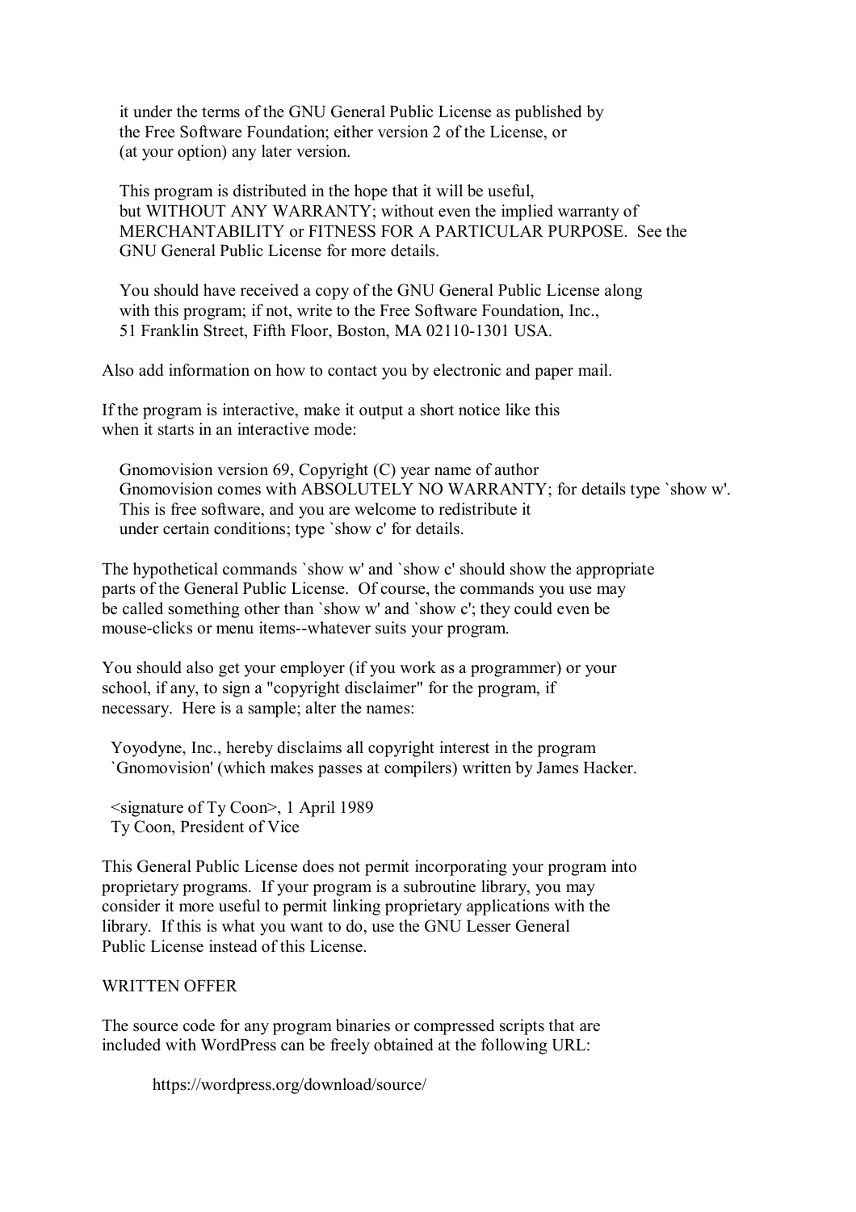it under the terms of the GNU General Public License as published by
the Free Software Foundation; either version 2 of the License, or
(at your option) any later version.

This program is distributed in the hope that it will be useful,
but WITHOUT ANY WARRANTY; without even the implied warranty of
MERCHANTABILITY or FITNESS FOR A PARTICULAR PURPOSE. See the
GNU General Public License for more details.

You should have received a copy of the GNU General Public License along
with this program; if not, write to the Free Software Foundation, Inc.,
51 Franklin Street, Fifth Floor, Boston, MA 02110-1301 USA.

Also add information on how to contact you by electronic and paper mail.

If the program is interactive, make it output a short notice like this
when it starts in an interactive mode:

Gnomovision version 69, Copyright (C) year name of author
Gnomovision comes with ABSOLUTELY NO WARRANTY; for details type `show w'.
This is free software, and you are welcome to redistribute it
under certain conditions; type `show c' for details.

The hypothetical commands `show w' and `show c' should show the appropriate
parts of the General Public License. Of course, the commands you use may
be called something other than `show w' and `show c'; they could even be
mouse-clicks or menu items--whatever suits your program.

You should also get your employer (if you work as a programmer) or your
school, if any, to sign a "copyright disclaimer" for the program, if
necessary. Here is a sample; alter the names:

Yoyodyne, Inc., hereby disclaims all copyright interest in the program
`Gnomovision' (which makes passes at compilers) written by James Hacker.

<signature of Ty Coon>, 1 April 1989
Ty Coon, President of Vice

This General Public License does not permit incorporating your program into
proprietary programs. If your program is a subroutine library, you may
consider it more useful to permit linking proprietary applications with the
library. If this is what you want to do, use the GNU Lesser General
Public License instead of this License.

WRITTEN OFFER

The source code for any program binaries or compressed scripts that are
included with WordPress can be freely obtained at the following URL:

https://wordpress.org/download/source/